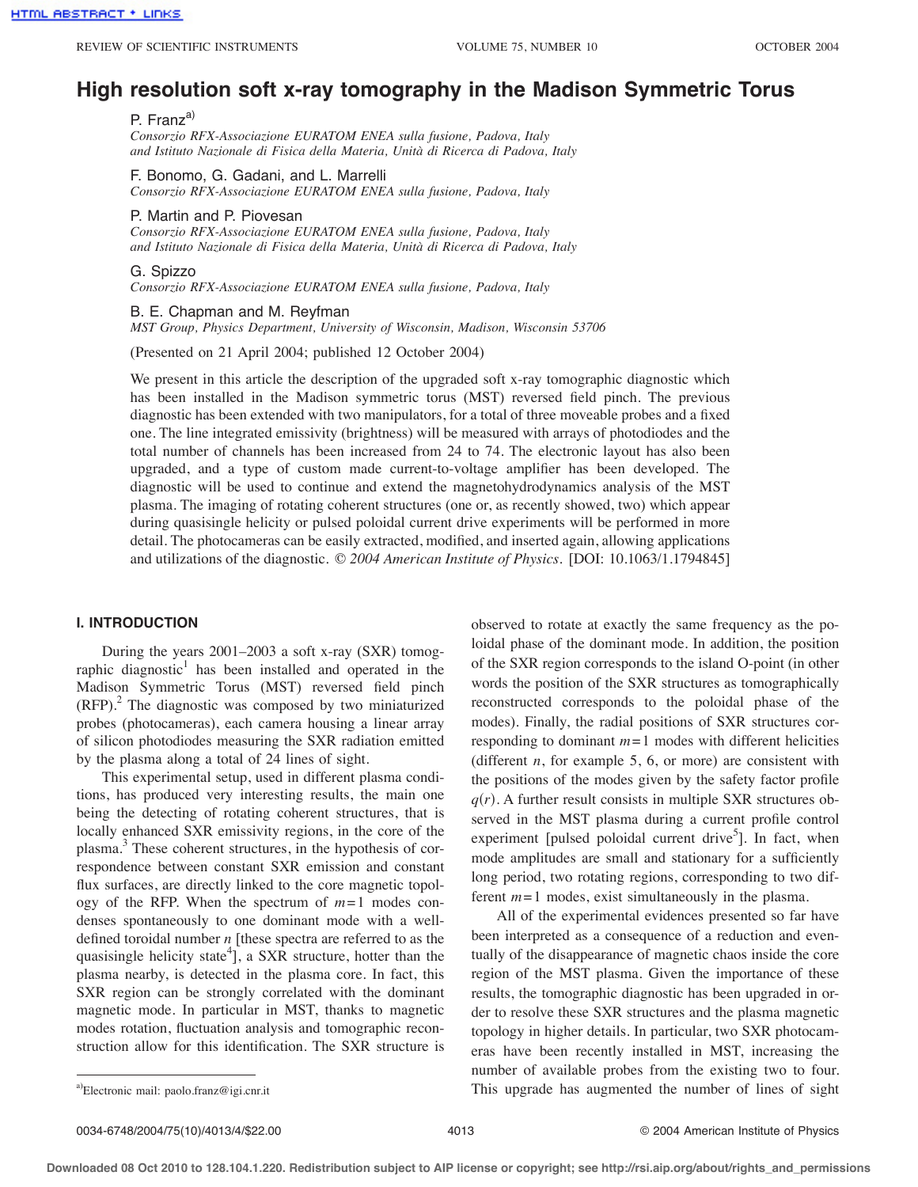# High resolution soft x-ray tomography in the Madison Symmetric Torus

P. Franz[a)]
*Consorzio RFX-Associazione EURATOM ENEA sulla fusione, Padova, Italy and Istituto Nazionale di Fisica della Materia, Unità di Ricerca di Padova, Italy*

F. Bonomo, G. Gadani, and L. Marrelli
*Consorzio RFX-Associazione EURATOM ENEA sulla fusione, Padova, Italy*

P. Martin and P. Piovesan
*Consorzio RFX-Associazione EURATOM ENEA sulla fusione, Padova, Italy and Istituto Nazionale di Fisica della Materia, Unità di Ricerca di Padova, Italy*

G. Spizzo
*Consorzio RFX-Associazione EURATOM ENEA sulla fusione, Padova, Italy*

B. E. Chapman and M. Reyfman
*MST Group, Physics Department, University of Wisconsin, Madison, Wisconsin 53706*

(Presented on 21 April 2004; published 12 October 2004)

We present in this article the description of the upgraded soft x-ray tomographic diagnostic which has been installed in the Madison symmetric torus (MST) reversed field pinch. The previous diagnostic has been extended with two manipulators, for a total of three moveable probes and a fixed one. The line integrated emissivity (brightness) will be measured with arrays of photodiodes and the total number of channels has been increased from 24 to 74. The electronic layout has also been upgraded, and a type of custom made current-to-voltage amplifier has been developed. The diagnostic will be used to continue and extend the magnetohydrodynamics analysis of the MST plasma. The imaging of rotating coherent structures (one or, as recently showed, two) which appear during quasisingle helicity or pulsed poloidal current drive experiments will be performed in more detail. The photocameras can be easily extracted, modified, and inserted again, allowing applications and utilizations of the diagnostic. © *2004 American Institute of Physics.* [DOI: 10.1063/1.1794845]

## I. INTRODUCTION

During the years 2001–2003 a soft x-ray (SXR) tomographic diagnostic[1] has been installed and operated in the Madison Symmetric Torus (MST) reversed field pinch (RFP).[2] The diagnostic was composed by two miniaturized probes (photocameras), each camera housing a linear array of silicon photodiodes measuring the SXR radiation emitted by the plasma along a total of 24 lines of sight.

This experimental setup, used in different plasma conditions, has produced very interesting results, the main one being the detecting of rotating coherent structures, that is locally enhanced SXR emissivity regions, in the core of the plasma.[3] These coherent structures, in the hypothesis of correspondence between constant SXR emission and constant flux surfaces, are directly linked to the core magnetic topology of the RFP. When the spectrum of $m=1$ modes condenses spontaneously to one dominant mode with a well-defined toroidal number $n$ [these spectra are referred to as the quasisingle helicity state[4]], a SXR structure, hotter than the plasma nearby, is detected in the plasma core. In fact, this SXR region can be strongly correlated with the dominant magnetic mode. In particular in MST, thanks to magnetic modes rotation, fluctuation analysis and tomographic reconstruction allow for this identification. The SXR structure is observed to rotate at exactly the same frequency as the poloidal phase of the dominant mode. In addition, the position of the SXR region corresponds to the island O-point (in other words the position of the SXR structures as tomographically reconstructed corresponds to the poloidal phase of the modes). Finally, the radial positions of SXR structures corresponding to dominant $m=1$ modes with different helicities (different $n$, for example 5, 6, or more) are consistent with the positions of the modes given by the safety factor profile $q(r)$. A further result consists in multiple SXR structures observed in the MST plasma during a current profile control experiment [pulsed poloidal current drive[5]]. In fact, when mode amplitudes are small and stationary for a sufficiently long period, two rotating regions, corresponding to two different $m=1$ modes, exist simultaneously in the plasma.

All of the experimental evidences presented so far have been interpreted as a consequence of a reduction and eventually of the disappearance of magnetic chaos inside the core region of the MST plasma. Given the importance of these results, the tomographic diagnostic has been upgraded in order to resolve these SXR structures and the plasma magnetic topology in higher details. In particular, two SXR photocameras have been recently installed in MST, increasing the number of available probes from the existing two to four. This upgrade has augmented the number of lines of sight

[a)]Electronic mail: paolo.franz@igi.cnr.it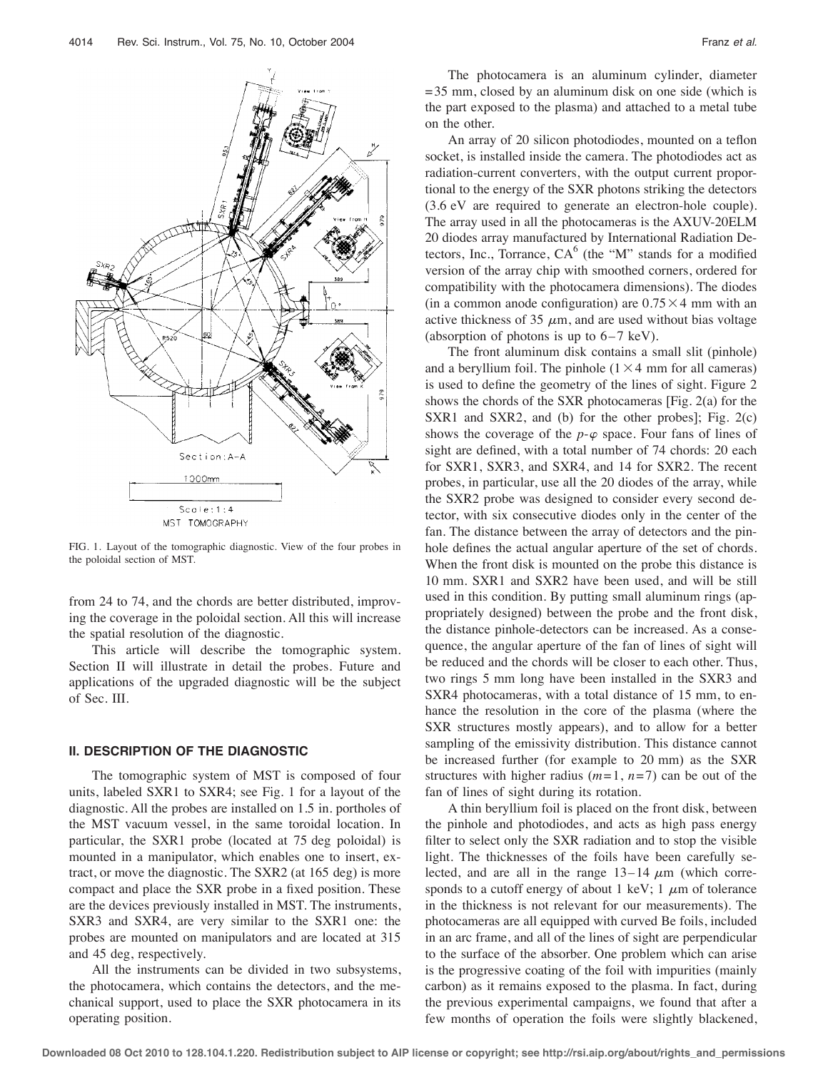FIG. 1. Layout of the tomographic diagnostic. View of the four probes in the poloidal section of MST.

from 24 to 74, and the chords are better distributed, improving the coverage in the poloidal section. All this will increase the spatial resolution of the diagnostic.

This article will describe the tomographic system. Section II will illustrate in detail the probes. Future and applications of the upgraded diagnostic will be the subject of Sec. III.

## II. DESCRIPTION OF THE DIAGNOSTIC

The tomographic system of MST is composed of four units, labeled SXR1 to SXR4; see Fig. 1 for a layout of the diagnostic. All the probes are installed on 1.5 in. portholes of the MST vacuum vessel, in the same toroidal location. In particular, the SXR1 probe (located at 75 deg poloidal) is mounted in a manipulator, which enables one to insert, extract, or move the diagnostic. The SXR2 (at 165 deg) is more compact and place the SXR probe in a fixed position. These are the devices previously installed in MST. The instruments, SXR3 and SXR4, are very similar to the SXR1 one: the probes are mounted on manipulators and are located at 315 and 45 deg, respectively.

All the instruments can be divided in two subsystems, the photocamera, which contains the detectors, and the mechanical support, used to place the SXR photocamera in its operating position.

The photocamera is an aluminum cylinder, diameter =35 mm, closed by an aluminum disk on one side (which is the part exposed to the plasma) and attached to a metal tube on the other.

An array of 20 silicon photodiodes, mounted on a teflon socket, is installed inside the camera. The photodiodes act as radiation-current converters, with the output current proportional to the energy of the SXR photons striking the detectors (3.6 eV are required to generate an electron-hole couple). The array used in all the photocameras is the AXUV-20ELM 20 diodes array manufactured by International Radiation Detectors, Inc., Torrance, CA[6] (the "M" stands for a modified version of the array chip with smoothed corners, ordered for compatibility with the photocamera dimensions). The diodes (in a common anode configuration) are $0.75\times4$ mm with an active thickness of 35 $\mu$m, and are used without bias voltage (absorption of photons is up to 6–7 keV).

The front aluminum disk contains a small slit (pinhole) and a beryllium foil. The pinhole ($1\times4$ mm for all cameras) is used to define the geometry of the lines of sight. Figure 2 shows the chords of the SXR photocameras [Fig. 2(a) for the SXR1 and SXR2, and (b) for the other probes]; Fig. 2(c) shows the coverage of the $p$-$\varphi$ space. Four fans of lines of sight are defined, with a total number of 74 chords: 20 each for SXR1, SXR3, and SXR4, and 14 for SXR2. The recent probes, in particular, use all the 20 diodes of the array, while the SXR2 probe was designed to consider every second detector, with six consecutive diodes only in the center of the fan. The distance between the array of detectors and the pinhole defines the actual angular aperture of the set of chords. When the front disk is mounted on the probe this distance is 10 mm. SXR1 and SXR2 have been used, and will be still used in this condition. By putting small aluminum rings (appropriately designed) between the probe and the front disk, the distance pinhole-detectors can be increased. As a consequence, the angular aperture of the fan of lines of sight will be reduced and the chords will be closer to each other. Thus, two rings 5 mm long have been installed in the SXR3 and SXR4 photocameras, with a total distance of 15 mm, to enhance the resolution in the core of the plasma (where the SXR structures mostly appears), and to allow for a better sampling of the emissivity distribution. This distance cannot be increased further (for example to 20 mm) as the SXR structures with higher radius ($m=1$, $n=7$) can be out of the fan of lines of sight during its rotation.

A thin beryllium foil is placed on the front disk, between the pinhole and photodiodes, and acts as high pass energy filter to select only the SXR radiation and to stop the visible light. The thicknesses of the foils have been carefully selected, and are all in the range 13–14 $\mu$m (which corresponds to a cutoff energy of about 1 keV; 1 $\mu$m of tolerance in the thickness is not relevant for our measurements). The photocameras are all equipped with curved Be foils, included in an arc frame, and all of the lines of sight are perpendicular to the surface of the absorber. One problem which can arise is the progressive coating of the foil with impurities (mainly carbon) as it remains exposed to the plasma. In fact, during the previous experimental campaigns, we found that after a few months of operation the foils were slightly blackened,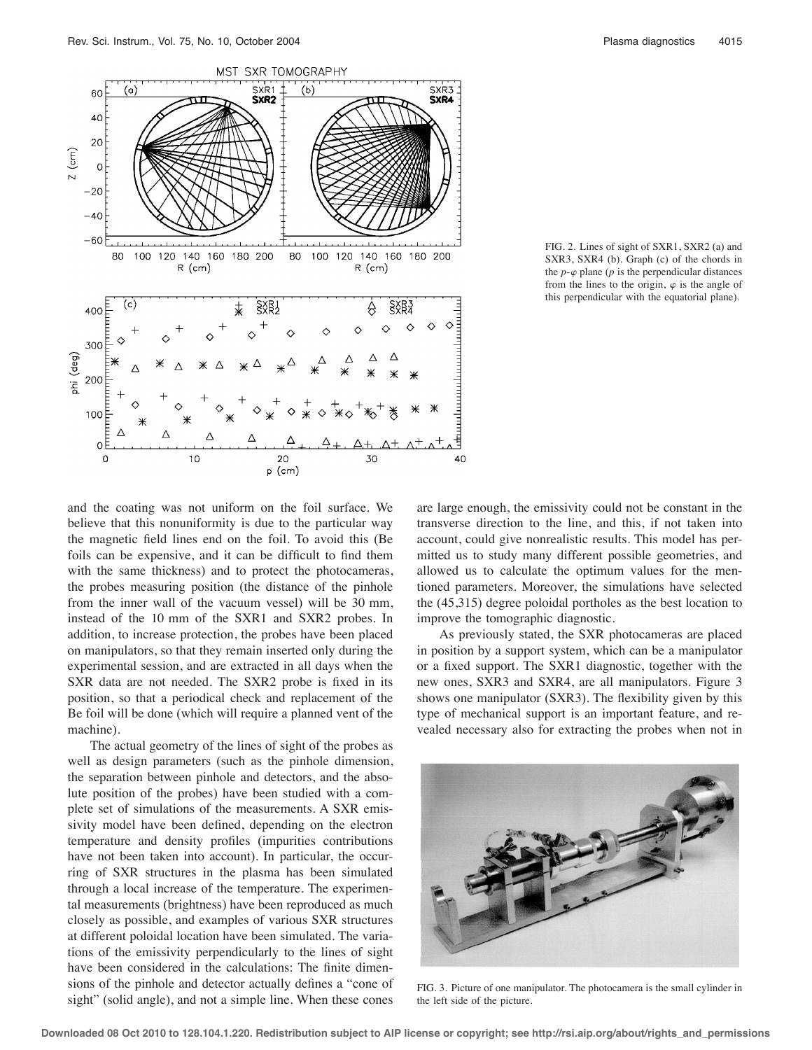FIG. 2. Lines of sight of SXR1, SXR2 (a) and SXR3, SXR4 (b). Graph (c) of the chords in the $p$-$\varphi$ plane ($p$ is the perpendicular distances from the lines to the origin, $\varphi$ is the angle of this perpendicular with the equatorial plane).

and the coating was not uniform on the foil surface. We believe that this nonuniformity is due to the particular way the magnetic field lines end on the foil. To avoid this (Be foils can be expensive, and it can be difficult to find them with the same thickness) and to protect the photocameras, the probes measuring position (the distance of the pinhole from the inner wall of the vacuum vessel) will be 30 mm, instead of the 10 mm of the SXR1 and SXR2 probes. In addition, to increase protection, the probes have been placed on manipulators, so that they remain inserted only during the experimental session, and are extracted in all days when the SXR data are not needed. The SXR2 probe is fixed in its position, so that a periodical check and replacement of the Be foil will be done (which will require a planned vent of the machine).

The actual geometry of the lines of sight of the probes as well as design parameters (such as the pinhole dimension, the separation between pinhole and detectors, and the absolute position of the probes) have been studied with a complete set of simulations of the measurements. A SXR emissivity model have been defined, depending on the electron temperature and density profiles (impurities contributions have not been taken into account). In particular, the occurring of SXR structures in the plasma has been simulated through a local increase of the temperature. The experimental measurements (brightness) have been reproduced as much closely as possible, and examples of various SXR structures at different poloidal location have been simulated. The variations of the emissivity perpendicularly to the lines of sight have been considered in the calculations: The finite dimensions of the pinhole and detector actually defines a "cone of sight" (solid angle), and not a simple line. When these cones are large enough, the emissivity could not be constant in the transverse direction to the line, and this, if not taken into account, could give nonrealistic results. This model has permitted us to study many different possible geometries, and allowed us to calculate the optimum values for the mentioned parameters. Moreover, the simulations have selected the (45,315) degree poloidal portholes as the best location to improve the tomographic diagnostic.

As previously stated, the SXR photocameras are placed in position by a support system, which can be a manipulator or a fixed support. The SXR1 diagnostic, together with the new ones, SXR3 and SXR4, are all manipulators. Figure 3 shows one manipulator (SXR3). The flexibility given by this type of mechanical support is an important feature, and revealed necessary also for extracting the probes when not in

FIG. 3. Picture of one manipulator. The photocamera is the small cylinder in the left side of the picture.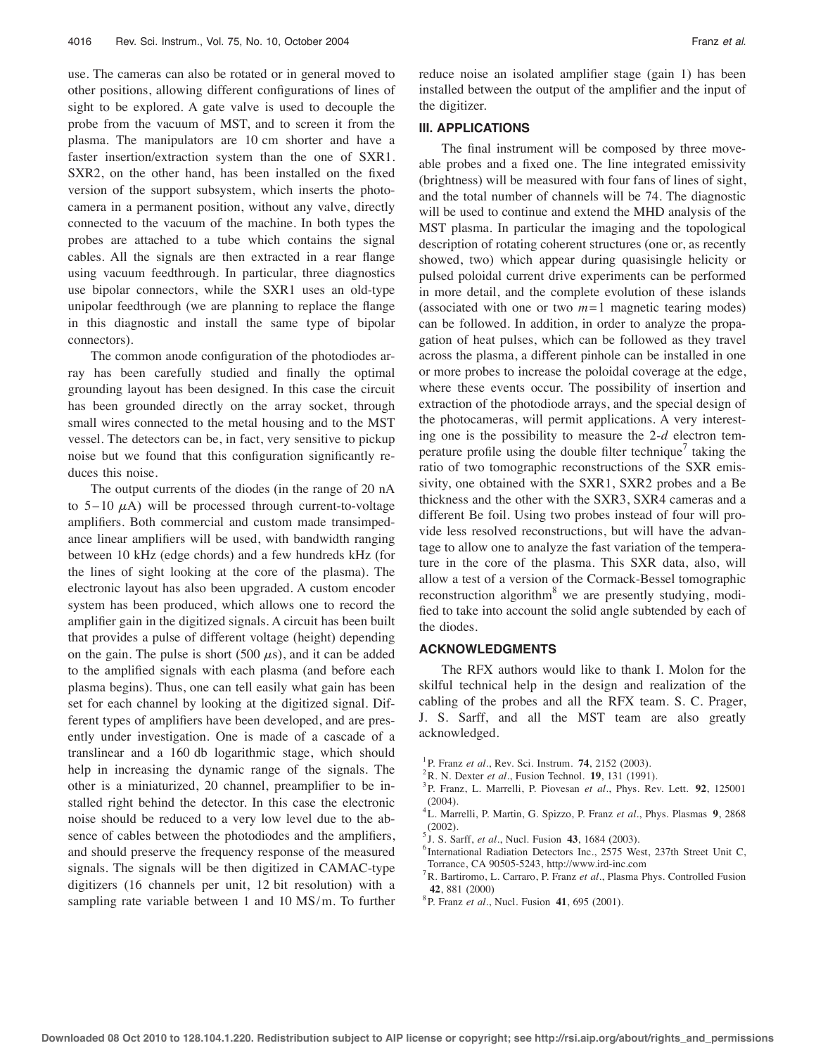use. The cameras can also be rotated or in general moved to other positions, allowing different configurations of lines of sight to be explored. A gate valve is used to decouple the probe from the vacuum of MST, and to screen it from the plasma. The manipulators are 10 cm shorter and have a faster insertion/extraction system than the one of SXR1. SXR2, on the other hand, has been installed on the fixed version of the support subsystem, which inserts the photocamera in a permanent position, without any valve, directly connected to the vacuum of the machine. In both types the probes are attached to a tube which contains the signal cables. All the signals are then extracted in a rear flange using vacuum feedthrough. In particular, three diagnostics use bipolar connectors, while the SXR1 uses an old-type unipolar feedthrough (we are planning to replace the flange in this diagnostic and install the same type of bipolar connectors).

The common anode configuration of the photodiodes array has been carefully studied and finally the optimal grounding layout has been designed. In this case the circuit has been grounded directly on the array socket, through small wires connected to the metal housing and to the MST vessel. The detectors can be, in fact, very sensitive to pickup noise but we found that this configuration significantly reduces this noise.

The output currents of the diodes (in the range of 20 nA to 5–10 $\mu$A) will be processed through current-to-voltage amplifiers. Both commercial and custom made transimpedance linear amplifiers will be used, with bandwidth ranging between 10 kHz (edge chords) and a few hundreds kHz (for the lines of sight looking at the core of the plasma). The electronic layout has also been upgraded. A custom encoder system has been produced, which allows one to record the amplifier gain in the digitized signals. A circuit has been built that provides a pulse of different voltage (height) depending on the gain. The pulse is short (500 $\mu$s), and it can be added to the amplified signals with each plasma (and before each plasma begins). Thus, one can tell easily what gain has been set for each channel by looking at the digitized signal. Different types of amplifiers have been developed, and are presently under investigation. One is made of a cascade of a translinear and a 160 db logarithmic stage, which should help in increasing the dynamic range of the signals. The other is a miniaturized, 20 channel, preamplifier to be installed right behind the detector. In this case the electronic noise should be reduced to a very low level due to the absence of cables between the photodiodes and the amplifiers, and should preserve the frequency response of the measured signals. The signals will be then digitized in CAMAC-type digitizers (16 channels per unit, 12 bit resolution) with a sampling rate variable between 1 and 10 MS/m. To further reduce noise an isolated amplifier stage (gain 1) has been installed between the output of the amplifier and the input of the digitizer.

## III. APPLICATIONS

The final instrument will be composed by three moveable probes and a fixed one. The line integrated emissivity (brightness) will be measured with four fans of lines of sight, and the total number of channels will be 74. The diagnostic will be used to continue and extend the MHD analysis of the MST plasma. In particular the imaging and the topological description of rotating coherent structures (one or, as recently showed, two) which appear during quasisingle helicity or pulsed poloidal current drive experiments can be performed in more detail, and the complete evolution of these islands (associated with one or two $m=1$ magnetic tearing modes) can be followed. In addition, in order to analyze the propagation of heat pulses, which can be followed as they travel across the plasma, a different pinhole can be installed in one or more probes to increase the poloidal coverage at the edge, where these events occur. The possibility of insertion and extraction of the photodiode arrays, and the special design of the photocameras, will permit applications. A very interesting one is the possibility to measure the 2-*d* electron temperature profile using the double filter technique[7] taking the ratio of two tomographic reconstructions of the SXR emissivity, one obtained with the SXR1, SXR2 probes and a Be thickness and the other with the SXR3, SXR4 cameras and a different Be foil. Using two probes instead of four will provide less resolved reconstructions, but will have the advantage to allow one to analyze the fast variation of the temperature in the core of the plasma. This SXR data, also, will allow a test of a version of the Cormack-Bessel tomographic reconstruction algorithm[8] we are presently studying, modified to take into account the solid angle subtended by each of the diodes.

## ACKNOWLEDGMENTS

The RFX authors would like to thank I. Molon for the skilful technical help in the design and realization of the cabling of the probes and all the RFX team. S. C. Prager, J. S. Sarff, and all the MST team are also greatly acknowledged.

[1] P. Franz *et al.*, Rev. Sci. Instrum. **74**, 2152 (2003).
[2] R. N. Dexter *et al.*, Fusion Technol. **19**, 131 (1991).
[3] P. Franz, L. Marrelli, P. Piovesan *et al.*, Phys. Rev. Lett. **92**, 125001 (2004).
[4] L. Marrelli, P. Martin, G. Spizzo, P. Franz *et al.*, Phys. Plasmas **9**, 2868 (2002).
[5] J. S. Sarff, *et al.*, Nucl. Fusion **43**, 1684 (2003).
[6] International Radiation Detectors Inc., 2575 West, 237th Street Unit C, Torrance, CA 90505-5243, http://www.ird-inc.com
[7] R. Bartiromo, L. Carraro, P. Franz *et al.*, Plasma Phys. Controlled Fusion **42**, 881 (2000)
[8] P. Franz *et al.*, Nucl. Fusion **41**, 695 (2001).